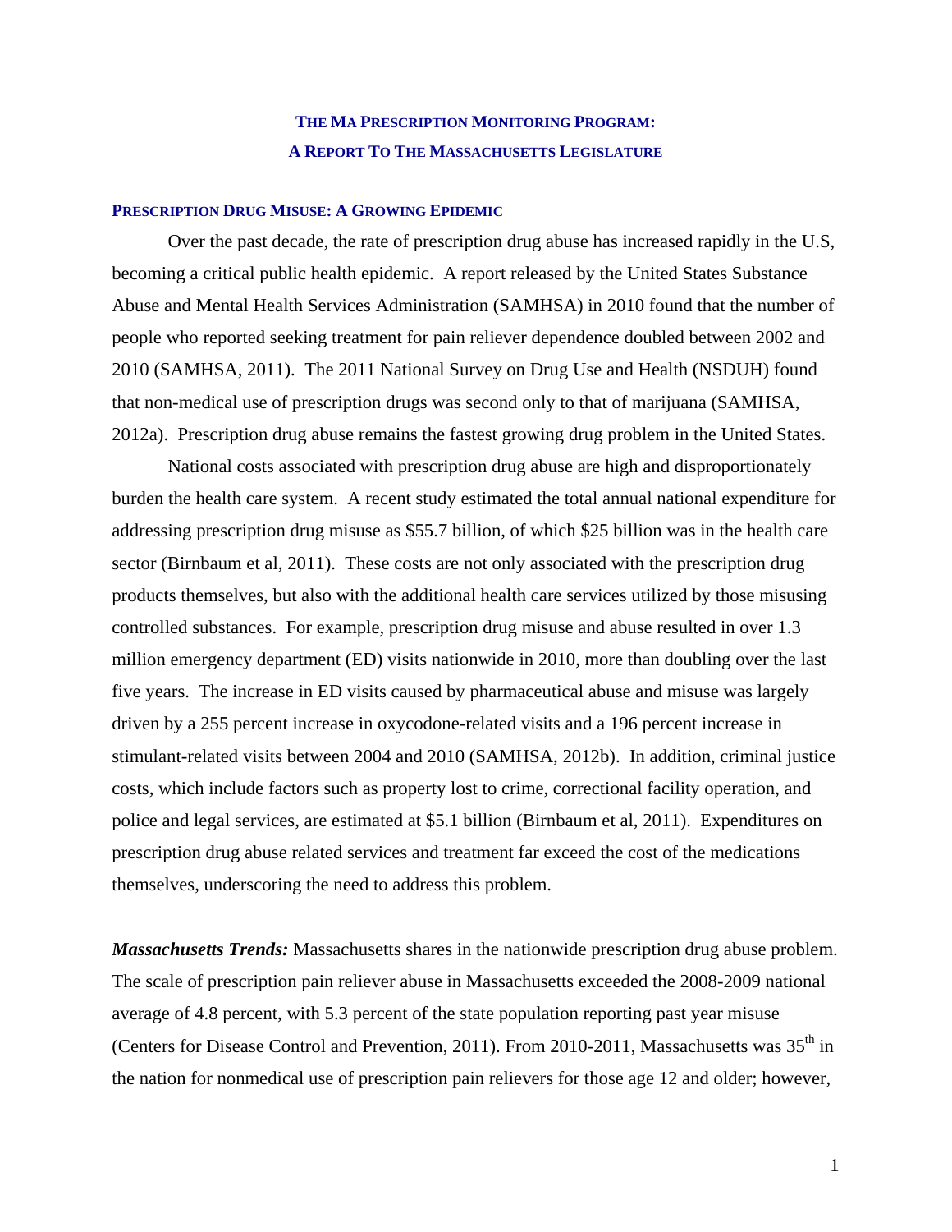# THE MA PRESCRIPTION MONITORING PROGRAM: A REPORT TO THE MASSACHUSETTS LEGISLATURE

## PRESCRIPTION DRUG MISUSE: A GROWING EPIDEMIC

Over the past decade, the rate of prescription drug abuse has increased rapidly in the U.S, becoming a critical public health epidemic. A report released by the United States Substance Abuse and Mental Health Services Administration (SAMHSA) in 2010 found that the number of people who reported seeking treatment for pain reliever dependence doubled between 2002 and 2010 (SAMHSA, 2011). The 2011 National Survey on Drug Use and Health (NSDUH) found that non-medical use of prescription drugs was second only to that of marijuana (SAMHSA, 2012a). Prescription drug abuse remains the fastest growing drug problem in the United States.

National costs associated with prescription drug abuse are high and disproportionately burden the health care system. A recent study estimated the total annual national expenditure for addressing prescription drug misuse as $55.7 billion, of which $25 billion was in the health care sector (Birnbaum et al, 2011). These costs are not only associated with the prescription drug products themselves, but also with the additional health care services utilized by those misusing controlled substances. For example, prescription drug misuse and abuse resulted in over 1.3 million emergency department (ED) visits nationwide in 2010, more than doubling over the last five years. The increase in ED visits caused by pharmaceutical abuse and misuse was largely driven by a 255 percent increase in oxycodone-related visits and a 196 percent increase in stimulant-related visits between 2004 and 2010 (SAMHSA, 2012b). In addition, criminal justice costs, which include factors such as property lost to crime, correctional facility operation, and police and legal services, are estimated at $5.1 billion (Birnbaum et al, 2011). Expenditures on prescription drug abuse related services and treatment far exceed the cost of the medications themselves, underscoring the need to address this problem.

***Massachusetts Trends:*** Massachusetts shares in the nationwide prescription drug abuse problem. The scale of prescription pain reliever abuse in Massachusetts exceeded the 2008-2009 national average of 4.8 percent, with 5.3 percent of the state population reporting past year misuse (Centers for Disease Control and Prevention, 2011). From 2010-2011, Massachusetts was 35th in the nation for nonmedical use of prescription pain relievers for those age 12 and older; however,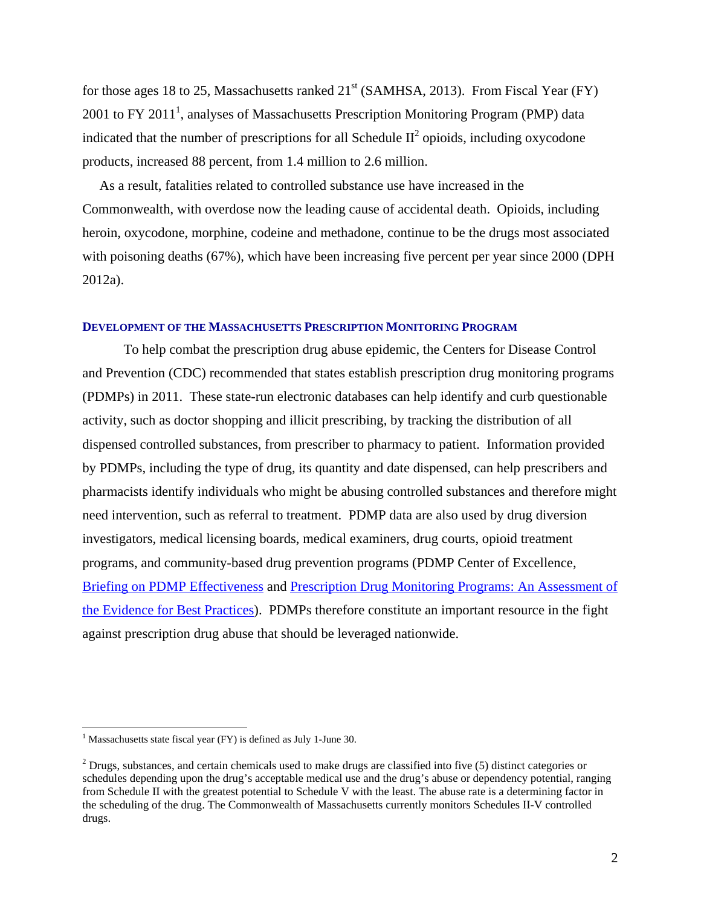for those ages 18 to 25, Massachusetts ranked 21st (SAMHSA, 2013). From Fiscal Year (FY) 2001 to FY 2011[1], analyses of Massachusetts Prescription Monitoring Program (PMP) data indicated that the number of prescriptions for all Schedule II[2] opioids, including oxycodone products, increased 88 percent, from 1.4 million to 2.6 million.

As a result, fatalities related to controlled substance use have increased in the Commonwealth, with overdose now the leading cause of accidental death. Opioids, including heroin, oxycodone, morphine, codeine and methadone, continue to be the drugs most associated with poisoning deaths (67%), which have been increasing five percent per year since 2000 (DPH 2012a).

## Development of the Massachusetts Prescription Monitoring Program

To help combat the prescription drug abuse epidemic, the Centers for Disease Control and Prevention (CDC) recommended that states establish prescription drug monitoring programs (PDMPs) in 2011. These state-run electronic databases can help identify and curb questionable activity, such as doctor shopping and illicit prescribing, by tracking the distribution of all dispensed controlled substances, from prescriber to pharmacy to patient. Information provided by PDMPs, including the type of drug, its quantity and date dispensed, can help prescribers and pharmacists identify individuals who might be abusing controlled substances and therefore might need intervention, such as referral to treatment. PDMP data are also used by drug diversion investigators, medical licensing boards, medical examiners, drug courts, opioid treatment programs, and community-based drug prevention programs (PDMP Center of Excellence, Briefing on PDMP Effectiveness and Prescription Drug Monitoring Programs: An Assessment of the Evidence for Best Practices). PDMPs therefore constitute an important resource in the fight against prescription drug abuse that should be leveraged nationwide.

---

[1] Massachusetts state fiscal year (FY) is defined as July 1-June 30.

[2] Drugs, substances, and certain chemicals used to make drugs are classified into five (5) distinct categories or schedules depending upon the drug's acceptable medical use and the drug's abuse or dependency potential, ranging from Schedule II with the greatest potential to Schedule V with the least. The abuse rate is a determining factor in the scheduling of the drug. The Commonwealth of Massachusetts currently monitors Schedules II-V controlled drugs.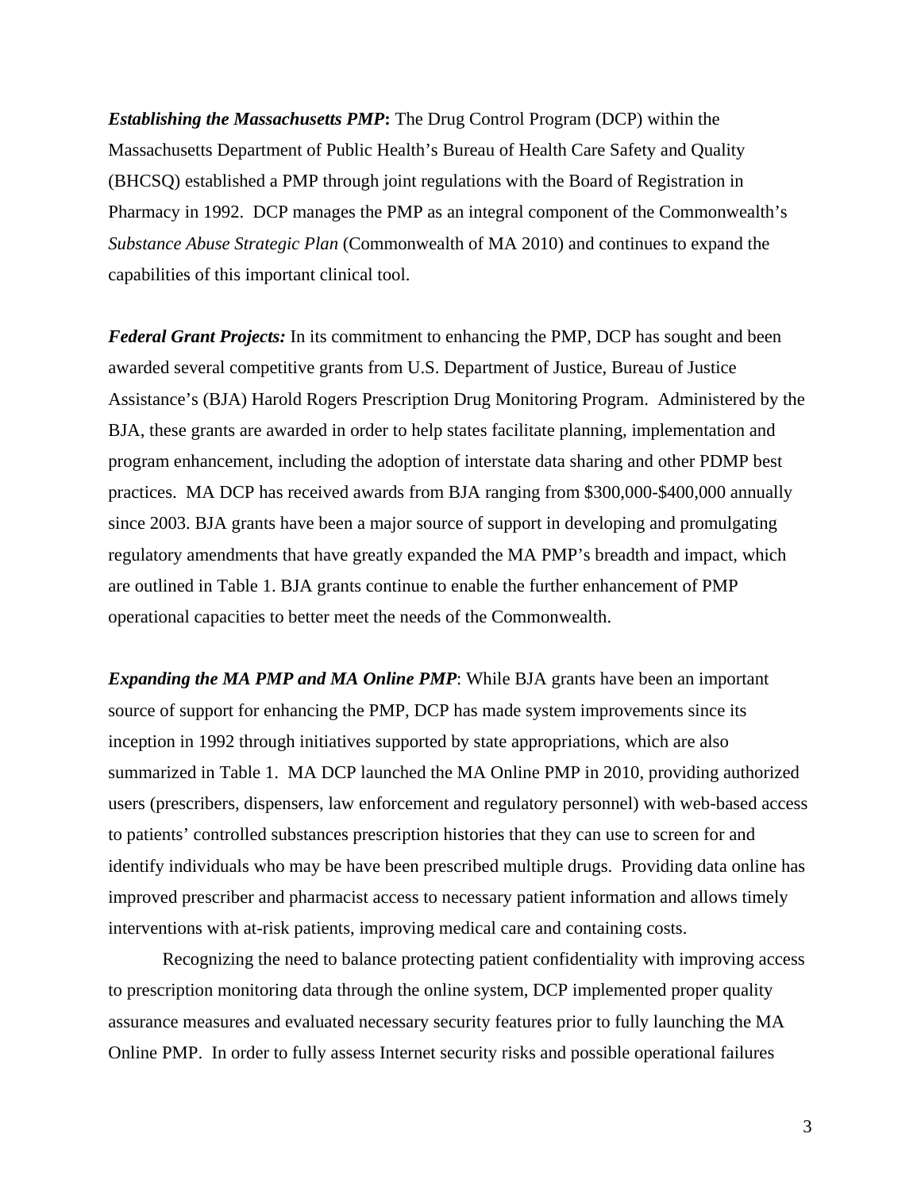***Establishing the Massachusetts PMP*:** The Drug Control Program (DCP) within the Massachusetts Department of Public Health's Bureau of Health Care Safety and Quality (BHCSQ) established a PMP through joint regulations with the Board of Registration in Pharmacy in 1992. DCP manages the PMP as an integral component of the Commonwealth's *Substance Abuse Strategic Plan* (Commonwealth of MA 2010) and continues to expand the capabilities of this important clinical tool.

***Federal Grant Projects:*** In its commitment to enhancing the PMP, DCP has sought and been awarded several competitive grants from U.S. Department of Justice, Bureau of Justice Assistance's (BJA) Harold Rogers Prescription Drug Monitoring Program. Administered by the BJA, these grants are awarded in order to help states facilitate planning, implementation and program enhancement, including the adoption of interstate data sharing and other PDMP best practices. MA DCP has received awards from BJA ranging from $300,000-$400,000 annually since 2003. BJA grants have been a major source of support in developing and promulgating regulatory amendments that have greatly expanded the MA PMP's breadth and impact, which are outlined in Table 1. BJA grants continue to enable the further enhancement of PMP operational capacities to better meet the needs of the Commonwealth.

***Expanding the MA PMP and MA Online PMP***: While BJA grants have been an important source of support for enhancing the PMP, DCP has made system improvements since its inception in 1992 through initiatives supported by state appropriations, which are also summarized in Table 1. MA DCP launched the MA Online PMP in 2010, providing authorized users (prescribers, dispensers, law enforcement and regulatory personnel) with web-based access to patients' controlled substances prescription histories that they can use to screen for and identify individuals who may be have been prescribed multiple drugs. Providing data online has improved prescriber and pharmacist access to necessary patient information and allows timely interventions with at-risk patients, improving medical care and containing costs.

Recognizing the need to balance protecting patient confidentiality with improving access to prescription monitoring data through the online system, DCP implemented proper quality assurance measures and evaluated necessary security features prior to fully launching the MA Online PMP. In order to fully assess Internet security risks and possible operational failures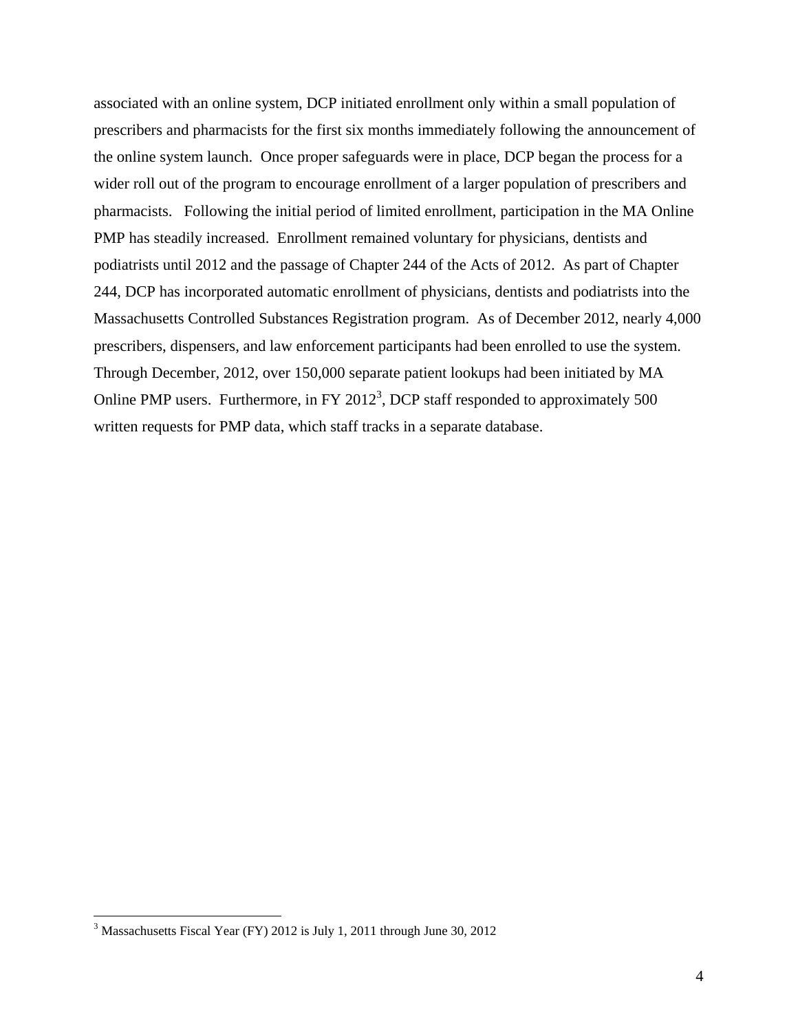associated with an online system, DCP initiated enrollment only within a small population of prescribers and pharmacists for the first six months immediately following the announcement of the online system launch. Once proper safeguards were in place, DCP began the process for a wider roll out of the program to encourage enrollment of a larger population of prescribers and pharmacists. Following the initial period of limited enrollment, participation in the MA Online PMP has steadily increased. Enrollment remained voluntary for physicians, dentists and podiatrists until 2012 and the passage of Chapter 244 of the Acts of 2012. As part of Chapter 244, DCP has incorporated automatic enrollment of physicians, dentists and podiatrists into the Massachusetts Controlled Substances Registration program. As of December 2012, nearly 4,000 prescribers, dispensers, and law enforcement participants had been enrolled to use the system. Through December, 2012, over 150,000 separate patient lookups had been initiated by MA Online PMP users. Furthermore, in FY 2012[3], DCP staff responded to approximately 500 written requests for PMP data, which staff tracks in a separate database.

[3] Massachusetts Fiscal Year (FY) 2012 is July 1, 2011 through June 30, 2012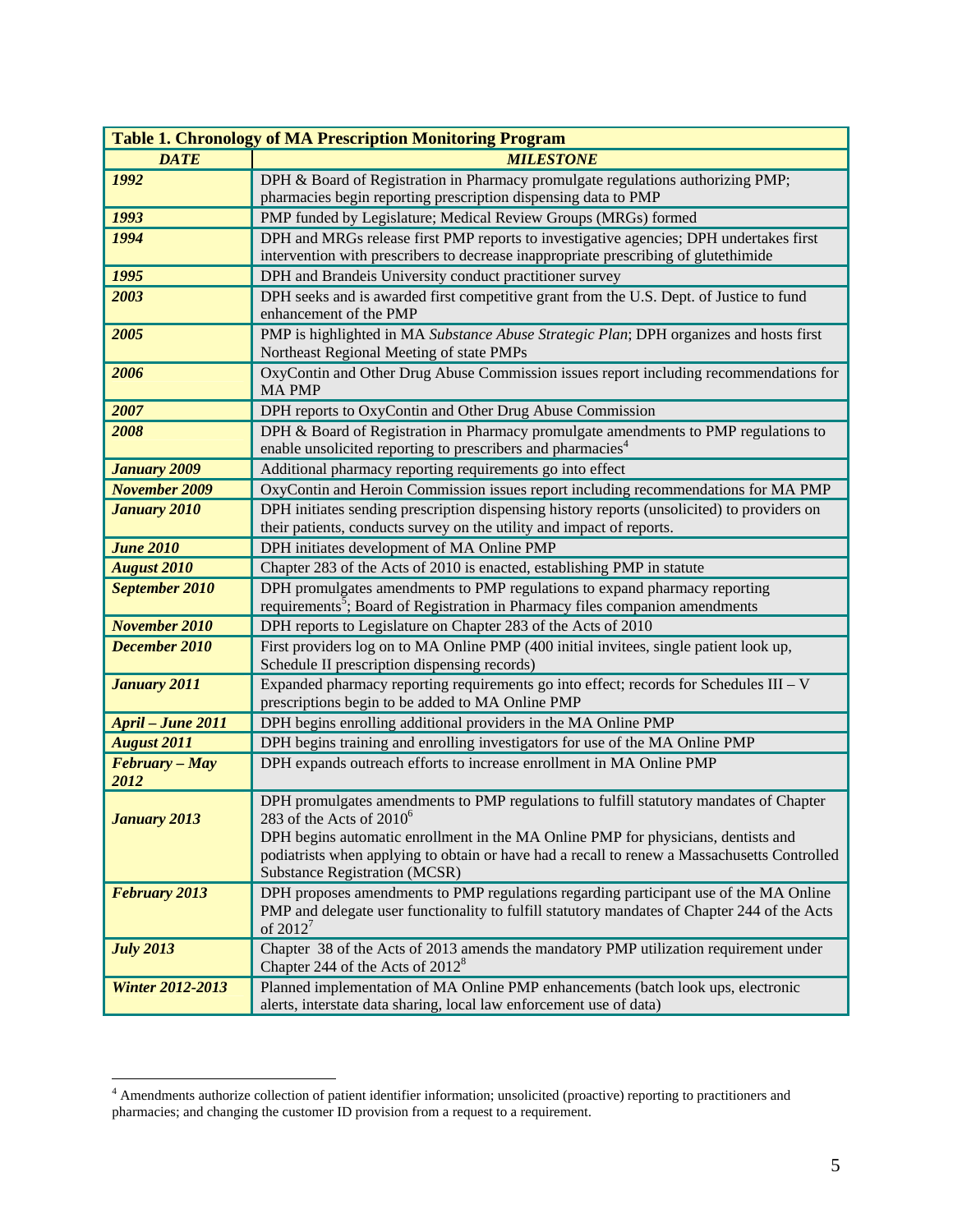| Table 1. Chronology of MA Prescription Monitoring Program | |
|---|---|
| ***DATE*** | ***MILESTONE*** |
| ***1992*** | DPH & Board of Registration in Pharmacy promulgate regulations authorizing PMP; pharmacies begin reporting prescription dispensing data to PMP |
| ***1993*** | PMP funded by Legislature; Medical Review Groups (MRGs) formed |
| ***1994*** | DPH and MRGs release first PMP reports to investigative agencies; DPH undertakes first intervention with prescribers to decrease inappropriate prescribing of glutethimide |
| ***1995*** | DPH and Brandeis University conduct practitioner survey |
| ***2003*** | DPH seeks and is awarded first competitive grant from the U.S. Dept. of Justice to fund enhancement of the PMP |
| ***2005*** | PMP is highlighted in MA *Substance Abuse Strategic Plan*; DPH organizes and hosts first Northeast Regional Meeting of state PMPs |
| ***2006*** | OxyContin and Other Drug Abuse Commission issues report including recommendations for MA PMP |
| ***2007*** | DPH reports to OxyContin and Other Drug Abuse Commission |
| ***2008*** | DPH & Board of Registration in Pharmacy promulgate amendments to PMP regulations to enable unsolicited reporting to prescribers and pharmacies[4] |
| ***January 2009*** | Additional pharmacy reporting requirements go into effect |
| ***November 2009*** | OxyContin and Heroin Commission issues report including recommendations for MA PMP |
| ***January 2010*** | DPH initiates sending prescription dispensing history reports (unsolicited) to providers on their patients, conducts survey on the utility and impact of reports. |
| ***June 2010*** | DPH initiates development of MA Online PMP |
| ***August 2010*** | Chapter 283 of the Acts of 2010 is enacted, establishing PMP in statute |
| ***September 2010*** | DPH promulgates amendments to PMP regulations to expand pharmacy reporting requirements[5]; Board of Registration in Pharmacy files companion amendments |
| ***November 2010*** | DPH reports to Legislature on Chapter 283 of the Acts of 2010 |
| ***December 2010*** | First providers log on to MA Online PMP (400 initial invitees, single patient look up, Schedule II prescription dispensing records) |
| ***January 2011*** | Expanded pharmacy reporting requirements go into effect; records for Schedules III – V prescriptions begin to be added to MA Online PMP |
| ***April – June 2011*** | DPH begins enrolling additional providers in the MA Online PMP |
| ***August 2011*** | DPH begins training and enrolling investigators for use of the MA Online PMP |
| ***February – May 2012*** | DPH expands outreach efforts to increase enrollment in MA Online PMP |
| ***January 2013*** | DPH promulgates amendments to PMP regulations to fulfill statutory mandates of Chapter 283 of the Acts of 2010[6]<br>DPH begins automatic enrollment in the MA Online PMP for physicians, dentists and podiatrists when applying to obtain or have had a recall to renew a Massachusetts Controlled Substance Registration (MCSR) |
| ***February 2013*** | DPH proposes amendments to PMP regulations regarding participant use of the MA Online PMP and delegate user functionality to fulfill statutory mandates of Chapter 244 of the Acts of 2012[7] |
| ***July 2013*** | Chapter 38 of the Acts of 2013 amends the mandatory PMP utilization requirement under Chapter 244 of the Acts of 2012[8] |
| ***Winter 2012-2013*** | Planned implementation of MA Online PMP enhancements (batch look ups, electronic alerts, interstate data sharing, local law enforcement use of data) |

[4] Amendments authorize collection of patient identifier information; unsolicited (proactive) reporting to practitioners and pharmacies; and changing the customer ID provision from a request to a requirement.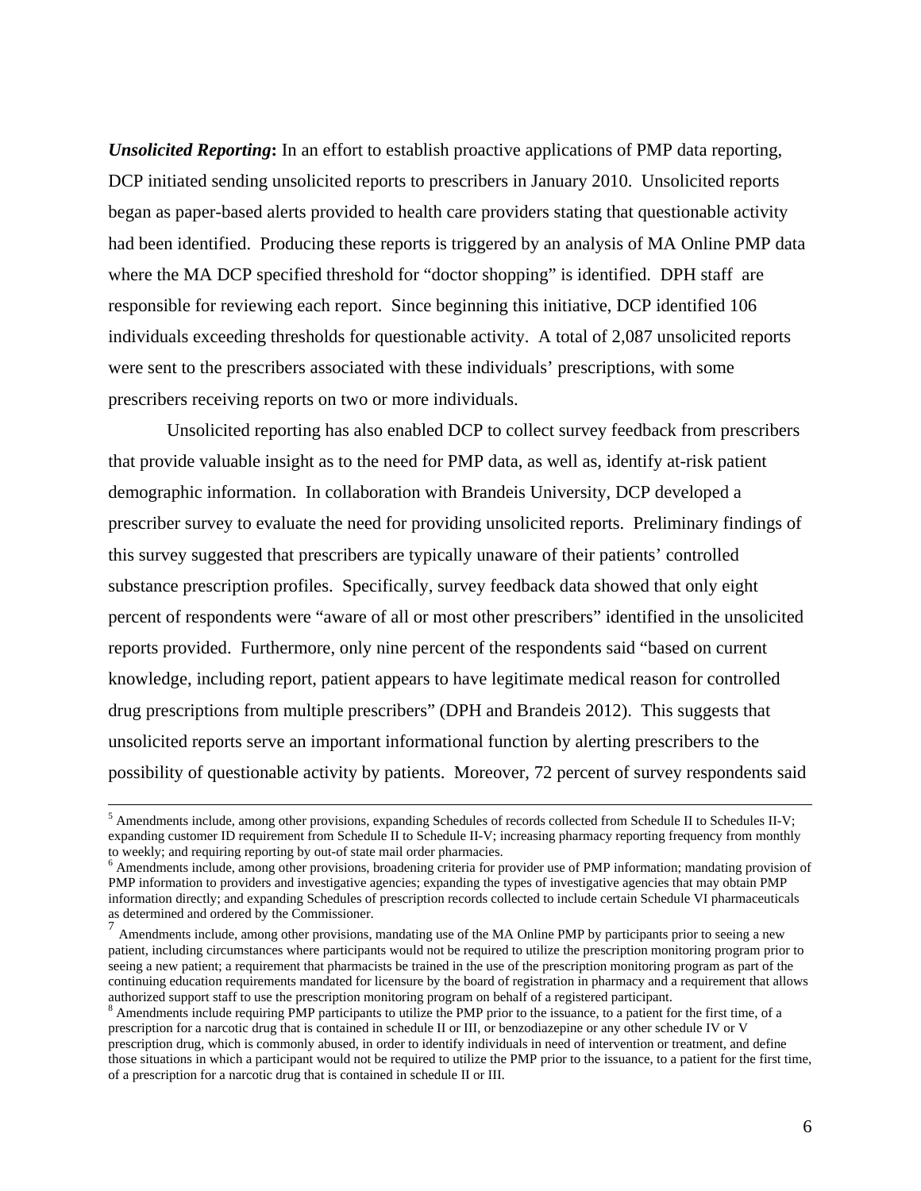***Unsolicited Reporting*****:** In an effort to establish proactive applications of PMP data reporting, DCP initiated sending unsolicited reports to prescribers in January 2010. Unsolicited reports began as paper-based alerts provided to health care providers stating that questionable activity had been identified. Producing these reports is triggered by an analysis of MA Online PMP data where the MA DCP specified threshold for "doctor shopping" is identified. DPH staff are responsible for reviewing each report. Since beginning this initiative, DCP identified 106 individuals exceeding thresholds for questionable activity. A total of 2,087 unsolicited reports were sent to the prescribers associated with these individuals' prescriptions, with some prescribers receiving reports on two or more individuals.

Unsolicited reporting has also enabled DCP to collect survey feedback from prescribers that provide valuable insight as to the need for PMP data, as well as, identify at-risk patient demographic information. In collaboration with Brandeis University, DCP developed a prescriber survey to evaluate the need for providing unsolicited reports. Preliminary findings of this survey suggested that prescribers are typically unaware of their patients' controlled substance prescription profiles. Specifically, survey feedback data showed that only eight percent of respondents were "aware of all or most other prescribers" identified in the unsolicited reports provided. Furthermore, only nine percent of the respondents said "based on current knowledge, including report, patient appears to have legitimate medical reason for controlled drug prescriptions from multiple prescribers" (DPH and Brandeis 2012). This suggests that unsolicited reports serve an important informational function by alerting prescribers to the possibility of questionable activity by patients. Moreover, 72 percent of survey respondents said

---

[5] Amendments include, among other provisions, expanding Schedules of records collected from Schedule II to Schedules II-V; expanding customer ID requirement from Schedule II to Schedule II-V; increasing pharmacy reporting frequency from monthly to weekly; and requiring reporting by out-of state mail order pharmacies.

[6] Amendments include, among other provisions, broadening criteria for provider use of PMP information; mandating provision of PMP information to providers and investigative agencies; expanding the types of investigative agencies that may obtain PMP information directly; and expanding Schedules of prescription records collected to include certain Schedule VI pharmaceuticals as determined and ordered by the Commissioner.

[7] Amendments include, among other provisions, mandating use of the MA Online PMP by participants prior to seeing a new patient, including circumstances where participants would not be required to utilize the prescription monitoring program prior to seeing a new patient; a requirement that pharmacists be trained in the use of the prescription monitoring program as part of the continuing education requirements mandated for licensure by the board of registration in pharmacy and a requirement that allows authorized support staff to use the prescription monitoring program on behalf of a registered participant.

[8] Amendments include requiring PMP participants to utilize the PMP prior to the issuance, to a patient for the first time, of a prescription for a narcotic drug that is contained in schedule II or III, or benzodiazepine or any other schedule IV or V prescription drug, which is commonly abused, in order to identify individuals in need of intervention or treatment, and define those situations in which a participant would not be required to utilize the PMP prior to the issuance, to a patient for the first time, of a prescription for a narcotic drug that is contained in schedule II or III.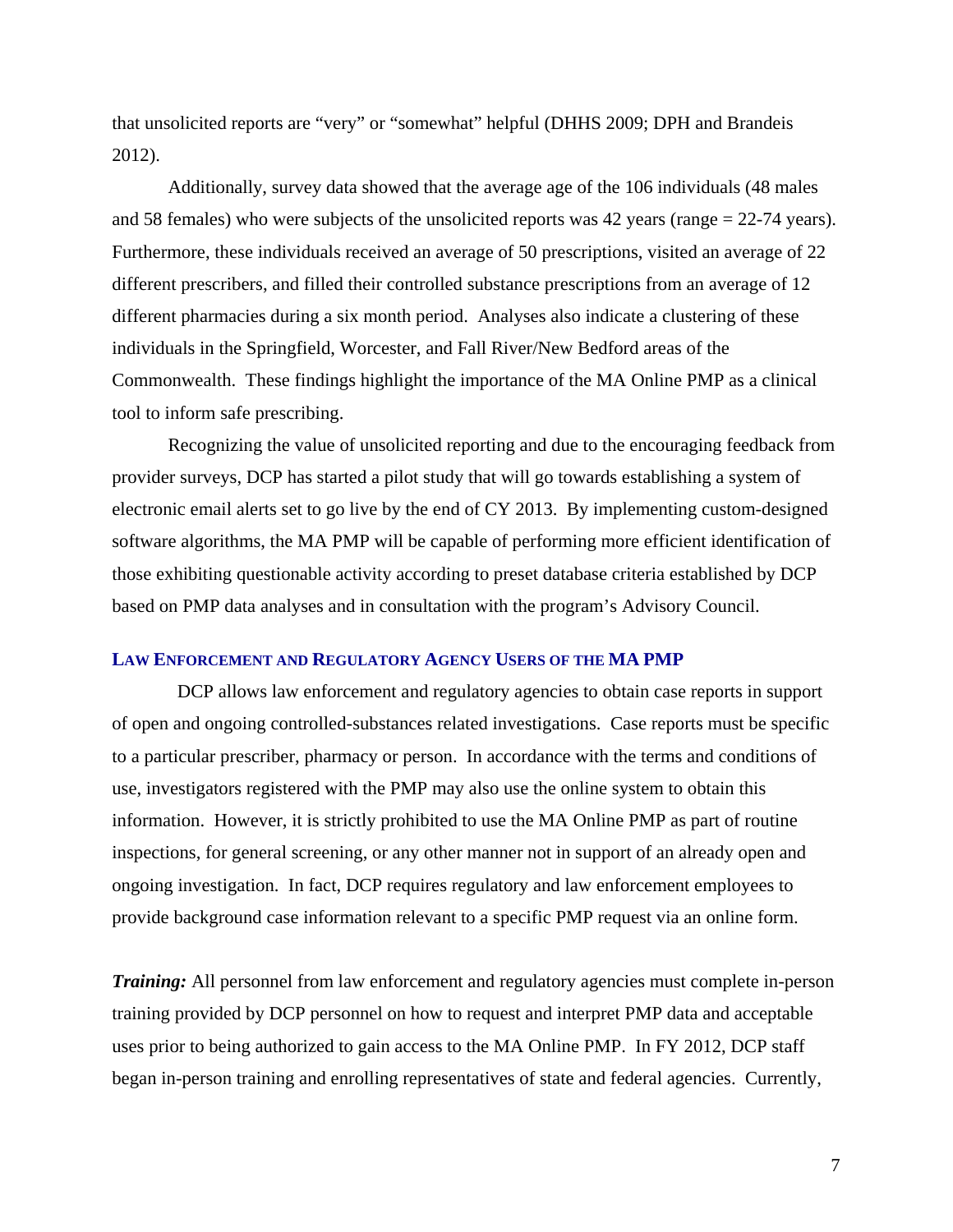that unsolicited reports are "very" or "somewhat" helpful (DHHS 2009; DPH and Brandeis 2012).

Additionally, survey data showed that the average age of the 106 individuals (48 males and 58 females) who were subjects of the unsolicited reports was 42 years (range = 22-74 years). Furthermore, these individuals received an average of 50 prescriptions, visited an average of 22 different prescribers, and filled their controlled substance prescriptions from an average of 12 different pharmacies during a six month period. Analyses also indicate a clustering of these individuals in the Springfield, Worcester, and Fall River/New Bedford areas of the Commonwealth. These findings highlight the importance of the MA Online PMP as a clinical tool to inform safe prescribing.

Recognizing the value of unsolicited reporting and due to the encouraging feedback from provider surveys, DCP has started a pilot study that will go towards establishing a system of electronic email alerts set to go live by the end of CY 2013. By implementing custom-designed software algorithms, the MA PMP will be capable of performing more efficient identification of those exhibiting questionable activity according to preset database criteria established by DCP based on PMP data analyses and in consultation with the program's Advisory Council.

### Law Enforcement and Regulatory Agency Users of the MA PMP

DCP allows law enforcement and regulatory agencies to obtain case reports in support of open and ongoing controlled-substances related investigations. Case reports must be specific to a particular prescriber, pharmacy or person. In accordance with the terms and conditions of use, investigators registered with the PMP may also use the online system to obtain this information. However, it is strictly prohibited to use the MA Online PMP as part of routine inspections, for general screening, or any other manner not in support of an already open and ongoing investigation. In fact, DCP requires regulatory and law enforcement employees to provide background case information relevant to a specific PMP request via an online form.

***Training:*** All personnel from law enforcement and regulatory agencies must complete in-person training provided by DCP personnel on how to request and interpret PMP data and acceptable uses prior to being authorized to gain access to the MA Online PMP. In FY 2012, DCP staff began in-person training and enrolling representatives of state and federal agencies. Currently,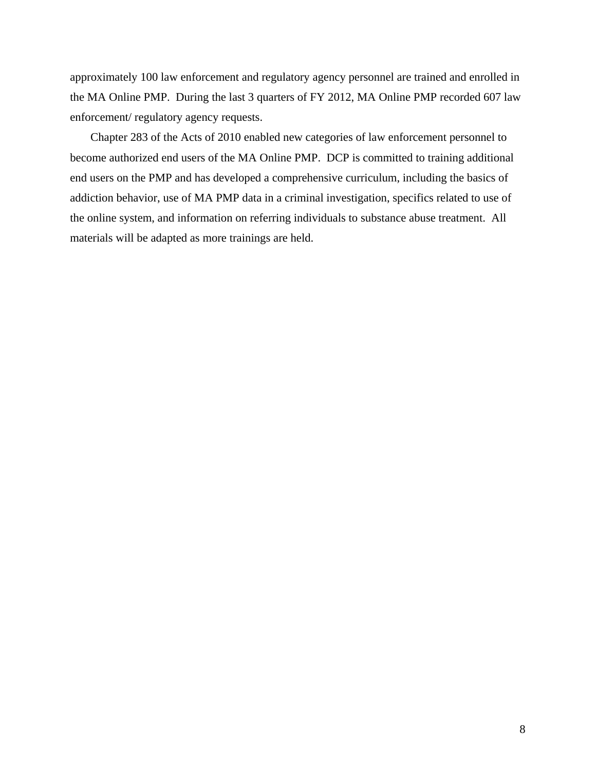approximately 100 law enforcement and regulatory agency personnel are trained and enrolled in the MA Online PMP. During the last 3 quarters of FY 2012, MA Online PMP recorded 607 law enforcement/ regulatory agency requests.

Chapter 283 of the Acts of 2010 enabled new categories of law enforcement personnel to become authorized end users of the MA Online PMP. DCP is committed to training additional end users on the PMP and has developed a comprehensive curriculum, including the basics of addiction behavior, use of MA PMP data in a criminal investigation, specifics related to use of the online system, and information on referring individuals to substance abuse treatment. All materials will be adapted as more trainings are held.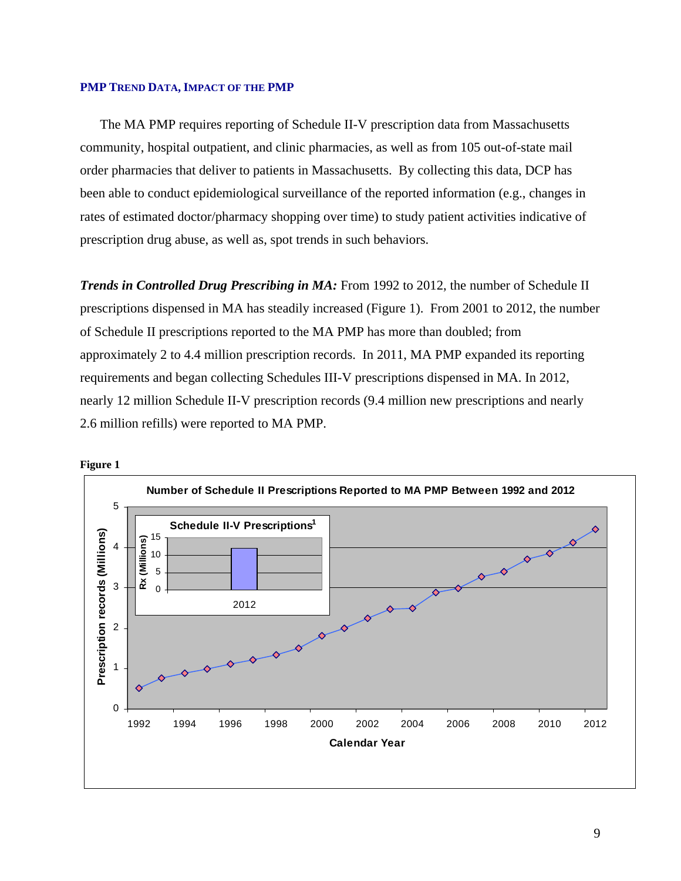## PMP Trend Data, Impact of the PMP

The MA PMP requires reporting of Schedule II-V prescription data from Massachusetts community, hospital outpatient, and clinic pharmacies, as well as from 105 out-of-state mail order pharmacies that deliver to patients in Massachusetts. By collecting this data, DCP has been able to conduct epidemiological surveillance of the reported information (e.g., changes in rates of estimated doctor/pharmacy shopping over time) to study patient activities indicative of prescription drug abuse, as well as, spot trends in such behaviors.

***Trends in Controlled Drug Prescribing in MA:*** From 1992 to 2012, the number of Schedule II prescriptions dispensed in MA has steadily increased (Figure 1). From 2001 to 2012, the number of Schedule II prescriptions reported to the MA PMP has more than doubled; from approximately 2 to 4.4 million prescription records. In 2011, MA PMP expanded its reporting requirements and began collecting Schedules III-V prescriptions dispensed in MA. In 2012, nearly 12 million Schedule II-V prescription records (9.4 million new prescriptions and nearly 2.6 million refills) were reported to MA PMP.

**Figure 1**

Number of Schedule II Prescriptions Reported to MA PMP Between 1992 and 2012

Inset: Schedule II-V Prescriptions[1]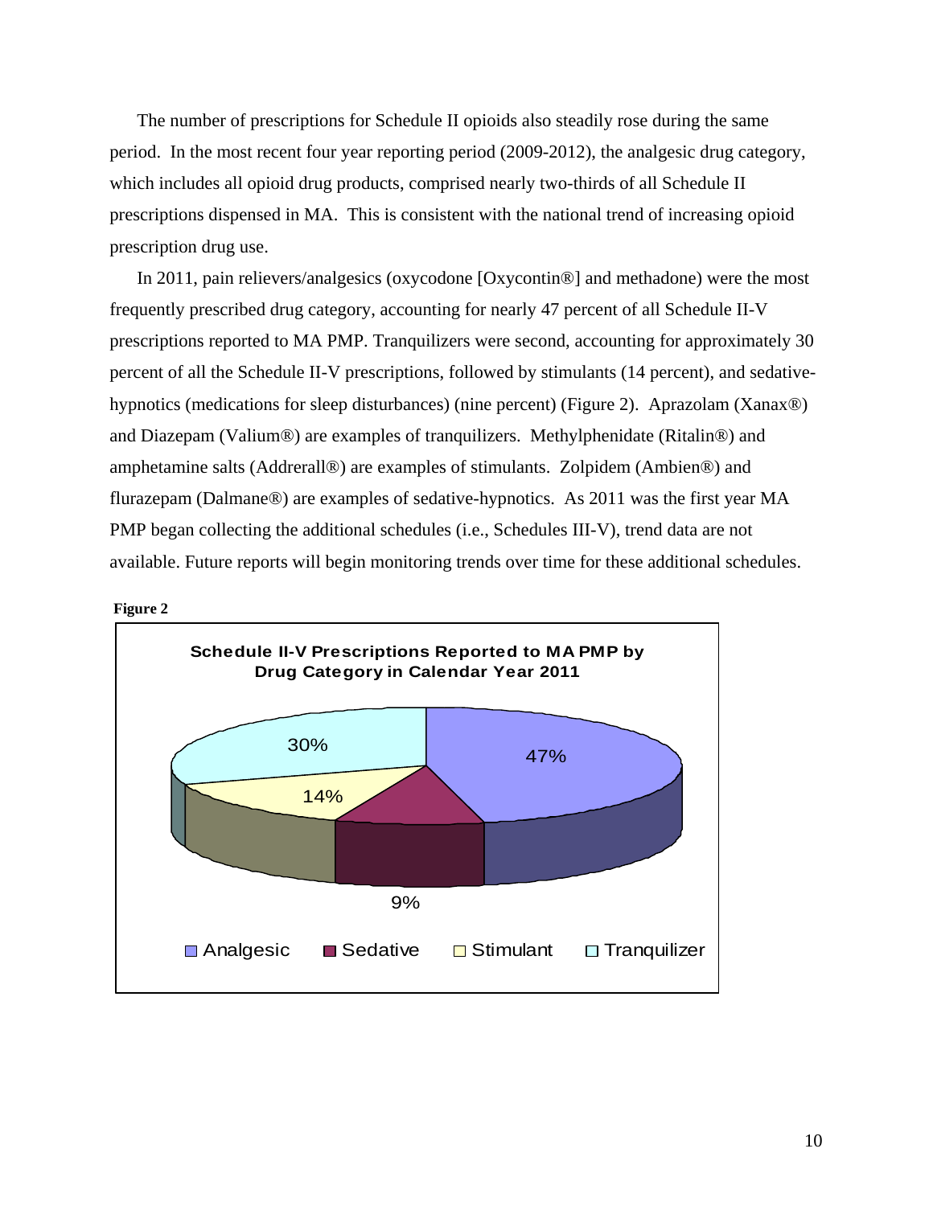The number of prescriptions for Schedule II opioids also steadily rose during the same period. In the most recent four year reporting period (2009-2012), the analgesic drug category, which includes all opioid drug products, comprised nearly two-thirds of all Schedule II prescriptions dispensed in MA. This is consistent with the national trend of increasing opioid prescription drug use.

In 2011, pain relievers/analgesics (oxycodone [Oxycontin®] and methadone) were the most frequently prescribed drug category, accounting for nearly 47 percent of all Schedule II-V prescriptions reported to MA PMP. Tranquilizers were second, accounting for approximately 30 percent of all the Schedule II-V prescriptions, followed by stimulants (14 percent), and sedative-hypnotics (medications for sleep disturbances) (nine percent) (Figure 2). Aprazolam (Xanax®) and Diazepam (Valium®) are examples of tranquilizers. Methylphenidate (Ritalin®) and amphetamine salts (Adderrall®) are examples of stimulants. Zolpidem (Ambien®) and flurazepam (Dalmane®) are examples of sedative-hypnotics. As 2011 was the first year MA PMP began collecting the additional schedules (i.e., Schedules III-V), trend data are not available. Future reports will begin monitoring trends over time for these additional schedules.

**Figure 2**

**Schedule II-V Prescriptions Reported to MA PMP by Drug Category in Calendar Year 2011**

| Drug Category | Percent |
|---|---|
| Analgesic | 47% |
| Sedative | 9% |
| Stimulant | 14% |
| Tranquilizer | 30% |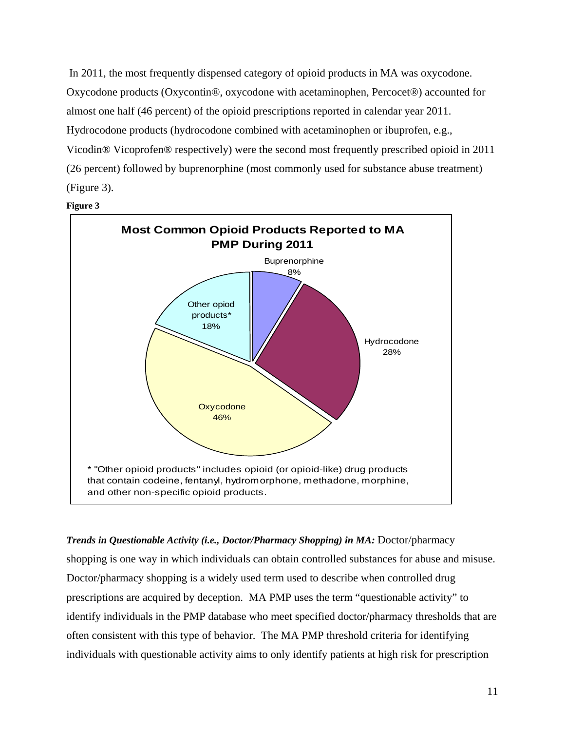In 2011, the most frequently dispensed category of opioid products in MA was oxycodone. Oxycodone products (Oxycontin®, oxycodone with acetaminophen, Percocet®) accounted for almost one half (46 percent) of the opioid prescriptions reported in calendar year 2011. Hydrocodone products (hydrocodone combined with acetaminophen or ibuprofen, e.g., Vicodin® Vicoprofen® respectively) were the second most frequently prescribed opioid in 2011 (26 percent) followed by buprenorphine (most commonly used for substance abuse treatment) (Figure 3).

**Figure 3**

**Most Common Opioid Products Reported to MA PMP During 2011**

| Product | Percent |
|---|---|
| Oxycodone | 46% |
| Hydrocodone | 28% |
| Other opiod products* | 18% |
| Buprenorphine | 8% |

\* "Other opioid products" includes opioid (or opioid-like) drug products that contain codeine, fentanyl, hydromorphone, methadone, morphine, and other non-specific opioid products.

***Trends in Questionable Activity (i.e., Doctor/Pharmacy Shopping) in MA:*** Doctor/pharmacy shopping is one way in which individuals can obtain controlled substances for abuse and misuse. Doctor/pharmacy shopping is a widely used term used to describe when controlled drug prescriptions are acquired by deception. MA PMP uses the term "questionable activity" to identify individuals in the PMP database who meet specified doctor/pharmacy thresholds that are often consistent with this type of behavior. The MA PMP threshold criteria for identifying individuals with questionable activity aims to only identify patients at high risk for prescription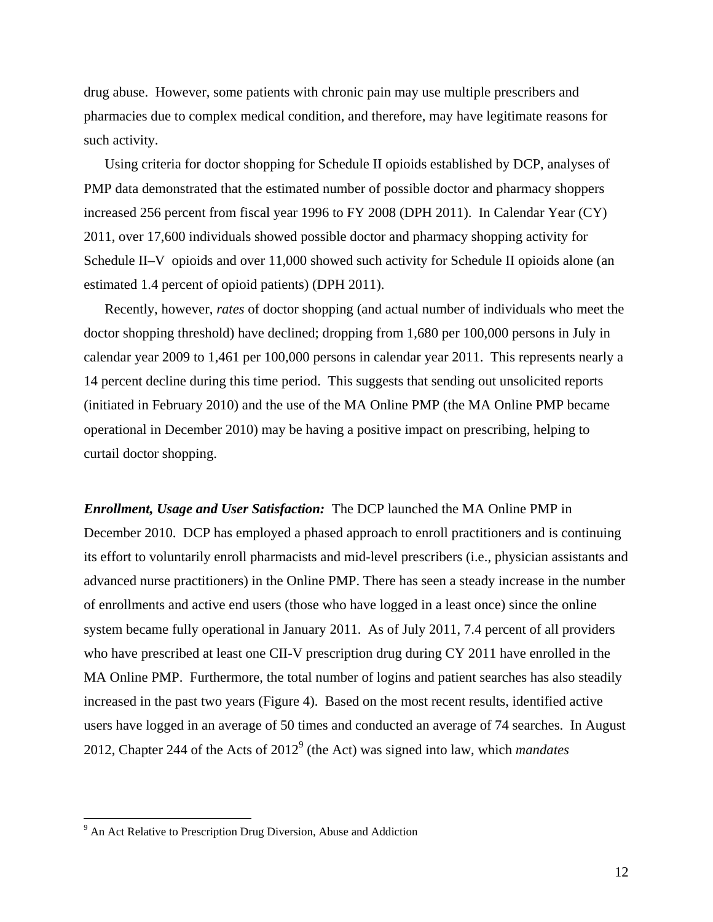drug abuse. However, some patients with chronic pain may use multiple prescribers and pharmacies due to complex medical condition, and therefore, may have legitimate reasons for such activity.

Using criteria for doctor shopping for Schedule II opioids established by DCP, analyses of PMP data demonstrated that the estimated number of possible doctor and pharmacy shoppers increased 256 percent from fiscal year 1996 to FY 2008 (DPH 2011). In Calendar Year (CY) 2011, over 17,600 individuals showed possible doctor and pharmacy shopping activity for Schedule II–V opioids and over 11,000 showed such activity for Schedule II opioids alone (an estimated 1.4 percent of opioid patients) (DPH 2011).

Recently, however, *rates* of doctor shopping (and actual number of individuals who meet the doctor shopping threshold) have declined; dropping from 1,680 per 100,000 persons in July in calendar year 2009 to 1,461 per 100,000 persons in calendar year 2011. This represents nearly a 14 percent decline during this time period. This suggests that sending out unsolicited reports (initiated in February 2010) and the use of the MA Online PMP (the MA Online PMP became operational in December 2010) may be having a positive impact on prescribing, helping to curtail doctor shopping.

***Enrollment, Usage and User Satisfaction:*** The DCP launched the MA Online PMP in December 2010. DCP has employed a phased approach to enroll practitioners and is continuing its effort to voluntarily enroll pharmacists and mid-level prescribers (i.e., physician assistants and advanced nurse practitioners) in the Online PMP. There has seen a steady increase in the number of enrollments and active end users (those who have logged in a least once) since the online system became fully operational in January 2011. As of July 2011, 7.4 percent of all providers who have prescribed at least one CII-V prescription drug during CY 2011 have enrolled in the MA Online PMP. Furthermore, the total number of logins and patient searches has also steadily increased in the past two years (Figure 4). Based on the most recent results, identified active users have logged in an average of 50 times and conducted an average of 74 searches. In August 2012, Chapter 244 of the Acts of 2012[9] (the Act) was signed into law, which *mandates*

[9] An Act Relative to Prescription Drug Diversion, Abuse and Addiction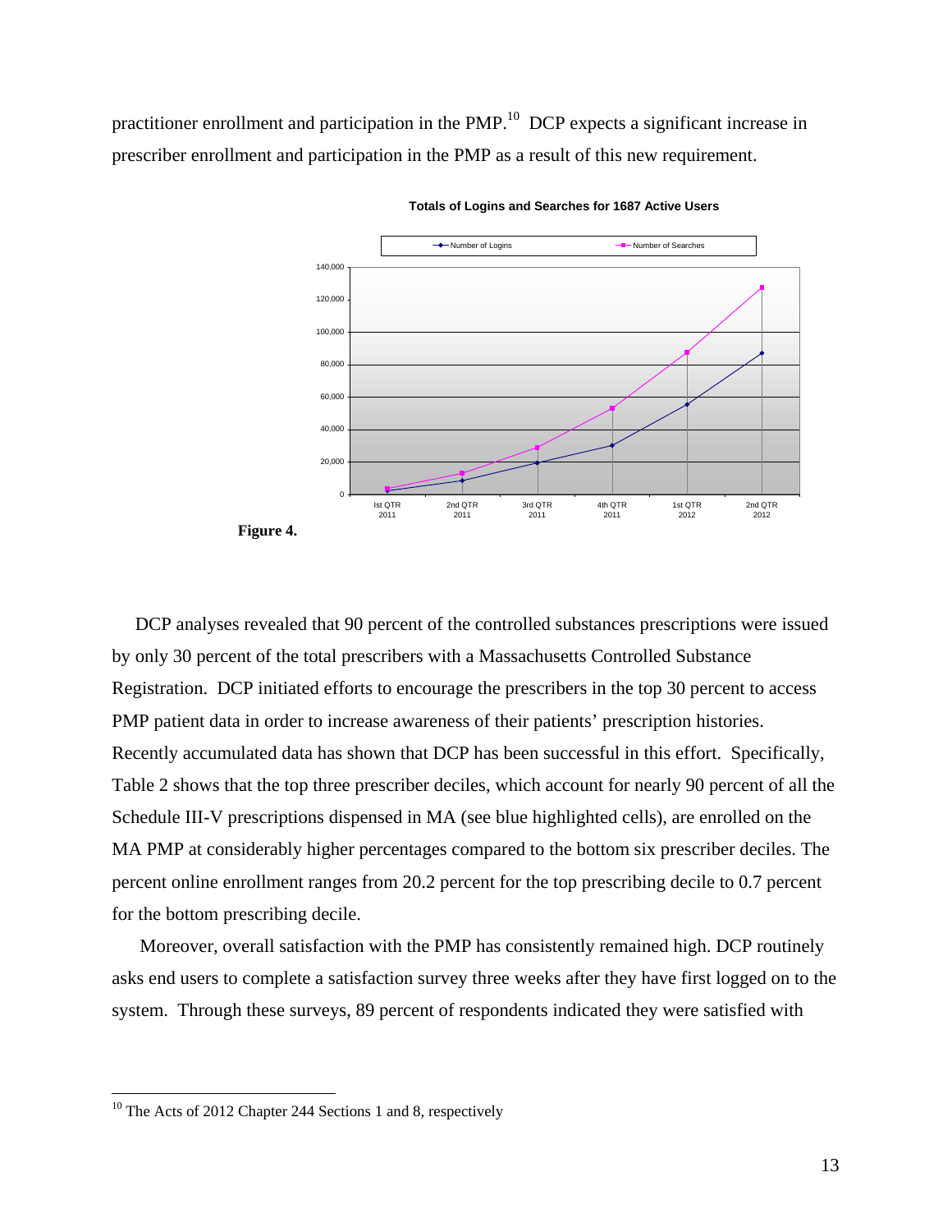practitioner enrollment and participation in the PMP.[10] DCP expects a significant increase in prescriber enrollment and participation in the PMP as a result of this new requirement.

**Totals of Logins and Searches for 1687 Active Users**

**Figure 4.**

DCP analyses revealed that 90 percent of the controlled substances prescriptions were issued by only 30 percent of the total prescribers with a Massachusetts Controlled Substance Registration. DCP initiated efforts to encourage the prescribers in the top 30 percent to access PMP patient data in order to increase awareness of their patients' prescription histories. Recently accumulated data has shown that DCP has been successful in this effort. Specifically, Table 2 shows that the top three prescriber deciles, which account for nearly 90 percent of all the Schedule III-V prescriptions dispensed in MA (see blue highlighted cells), are enrolled on the MA PMP at considerably higher percentages compared to the bottom six prescriber deciles. The percent online enrollment ranges from 20.2 percent for the top prescribing decile to 0.7 percent for the bottom prescribing decile.

Moreover, overall satisfaction with the PMP has consistently remained high. DCP routinely asks end users to complete a satisfaction survey three weeks after they have first logged on to the system. Through these surveys, 89 percent of respondents indicated they were satisfied with

[10] The Acts of 2012 Chapter 244 Sections 1 and 8, respectively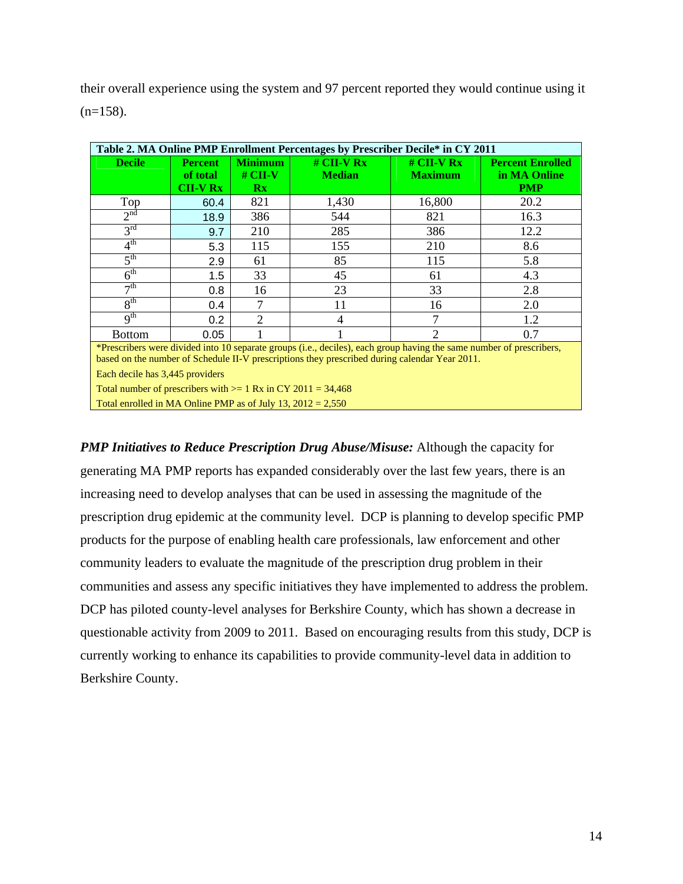their overall experience using the system and 97 percent reported they would continue using it (n=158).

**Table 2. MA Online PMP Enrollment Percentages by Prescriber Decile* in CY 2011**

| Decile | Percent of total CII-V Rx | Minimum # CII-V Rx | # CII-V Rx Median | # CII-V Rx Maximum | Percent Enrolled in MA Online PMP |
|---|---|---|---|---|---|
| Top | 60.4 | 821 | 1,430 | 16,800 | 20.2 |
| 2nd | 18.9 | 386 | 544 | 821 | 16.3 |
| 3rd | 9.7 | 210 | 285 | 386 | 12.2 |
| 4th | 5.3 | 115 | 155 | 210 | 8.6 |
| 5th | 2.9 | 61 | 85 | 115 | 5.8 |
| 6th | 1.5 | 33 | 45 | 61 | 4.3 |
| 7th | 0.8 | 16 | 23 | 33 | 2.8 |
| 8th | 0.4 | 7 | 11 | 16 | 2.0 |
| 9th | 0.2 | 2 | 4 | 7 | 1.2 |
| Bottom | 0.05 | 1 | 1 | 2 | 0.7 |

*Prescribers were divided into 10 separate groups (i.e., deciles), each group having the same number of prescribers, based on the number of Schedule II-V prescriptions they prescribed during calendar Year 2011.

Each decile has 3,445 providers

Total number of prescribers with >= 1 Rx in CY 2011 = 34,468

Total enrolled in MA Online PMP as of July 13, 2012 = 2,550

***PMP Initiatives to Reduce Prescription Drug Abuse/Misuse:*** Although the capacity for generating MA PMP reports has expanded considerably over the last few years, there is an increasing need to develop analyses that can be used in assessing the magnitude of the prescription drug epidemic at the community level. DCP is planning to develop specific PMP products for the purpose of enabling health care professionals, law enforcement and other community leaders to evaluate the magnitude of the prescription drug problem in their communities and assess any specific initiatives they have implemented to address the problem. DCP has piloted county-level analyses for Berkshire County, which has shown a decrease in questionable activity from 2009 to 2011. Based on encouraging results from this study, DCP is currently working to enhance its capabilities to provide community-level data in addition to Berkshire County.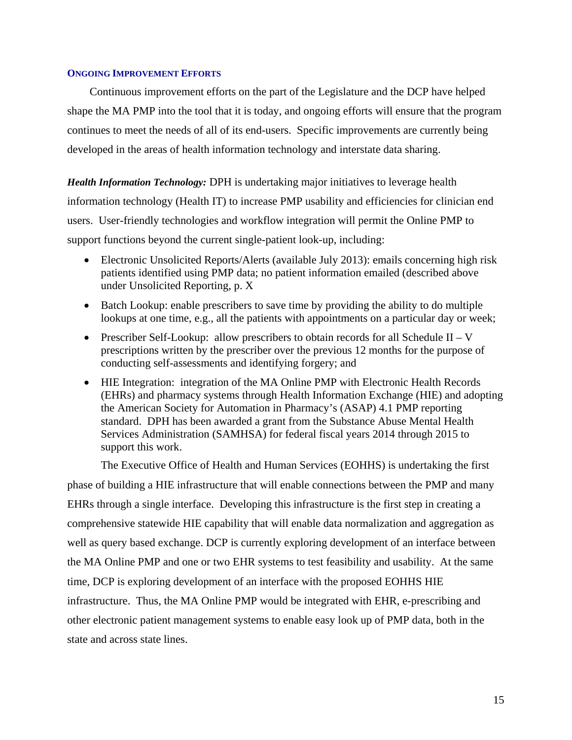### ONGOING IMPROVEMENT EFFORTS

Continuous improvement efforts on the part of the Legislature and the DCP have helped shape the MA PMP into the tool that it is today, and ongoing efforts will ensure that the program continues to meet the needs of all of its end-users. Specific improvements are currently being developed in the areas of health information technology and interstate data sharing.

***Health Information Technology:*** DPH is undertaking major initiatives to leverage health information technology (Health IT) to increase PMP usability and efficiencies for clinician end users. User-friendly technologies and workflow integration will permit the Online PMP to support functions beyond the current single-patient look-up, including:

- Electronic Unsolicited Reports/Alerts (available July 2013): emails concerning high risk patients identified using PMP data; no patient information emailed (described above under Unsolicited Reporting, p. X
- Batch Lookup: enable prescribers to save time by providing the ability to do multiple lookups at one time, e.g., all the patients with appointments on a particular day or week;
- Prescriber Self-Lookup: allow prescribers to obtain records for all Schedule II – V prescriptions written by the prescriber over the previous 12 months for the purpose of conducting self-assessments and identifying forgery; and
- HIE Integration: integration of the MA Online PMP with Electronic Health Records (EHRs) and pharmacy systems through Health Information Exchange (HIE) and adopting the American Society for Automation in Pharmacy's (ASAP) 4.1 PMP reporting standard. DPH has been awarded a grant from the Substance Abuse Mental Health Services Administration (SAMHSA) for federal fiscal years 2014 through 2015 to support this work.

The Executive Office of Health and Human Services (EOHHS) is undertaking the first phase of building a HIE infrastructure that will enable connections between the PMP and many EHRs through a single interface. Developing this infrastructure is the first step in creating a comprehensive statewide HIE capability that will enable data normalization and aggregation as well as query based exchange. DCP is currently exploring development of an interface between the MA Online PMP and one or two EHR systems to test feasibility and usability. At the same time, DCP is exploring development of an interface with the proposed EOHHS HIE infrastructure. Thus, the MA Online PMP would be integrated with EHR, e-prescribing and other electronic patient management systems to enable easy look up of PMP data, both in the state and across state lines.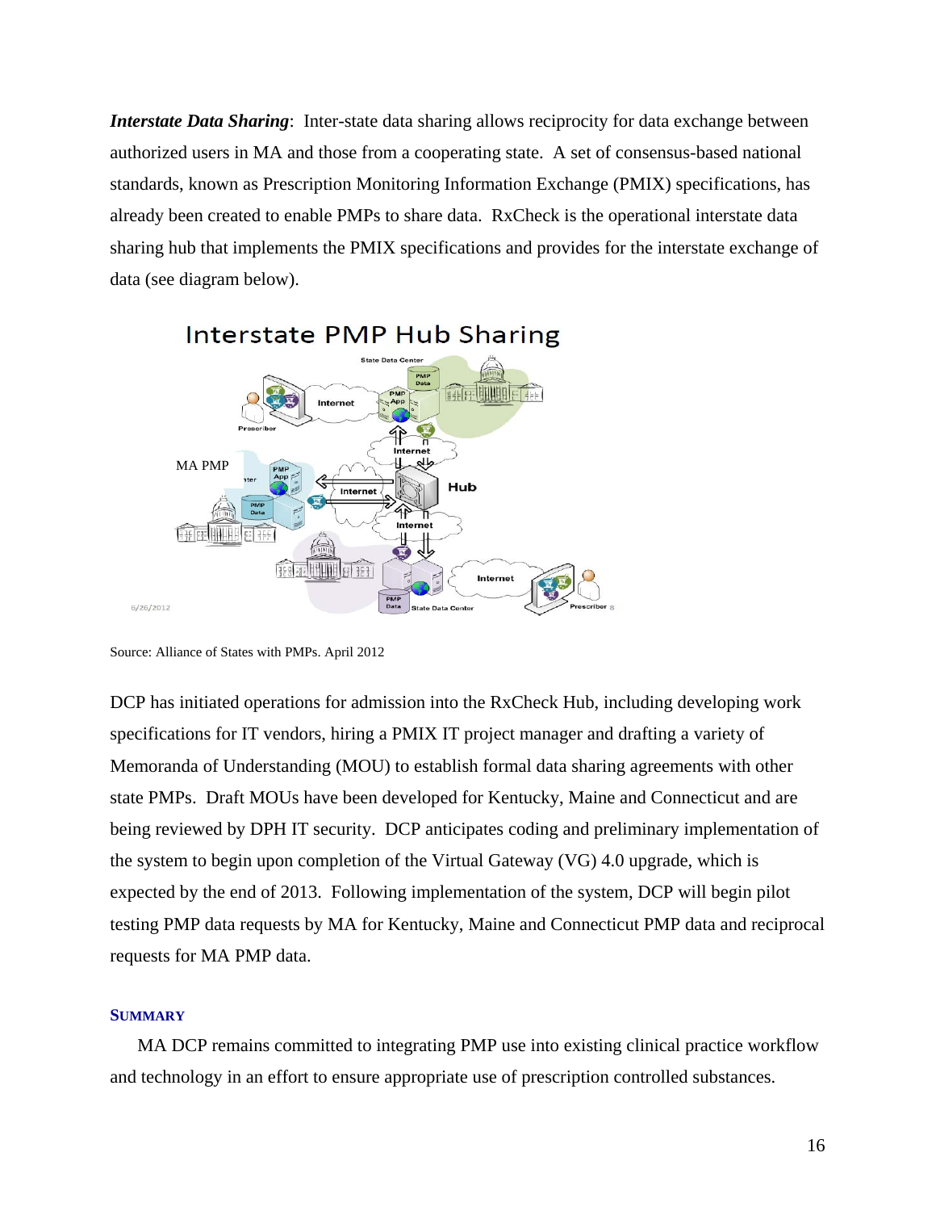***Interstate Data Sharing***: Inter-state data sharing allows reciprocity for data exchange between authorized users in MA and those from a cooperating state. A set of consensus-based national standards, known as Prescription Monitoring Information Exchange (PMIX) specifications, has already been created to enable PMPs to share data. RxCheck is the operational interstate data sharing hub that implements the PMIX specifications and provides for the interstate exchange of data (see diagram below).

Source: Alliance of States with PMPs. April 2012

DCP has initiated operations for admission into the RxCheck Hub, including developing work specifications for IT vendors, hiring a PMIX IT project manager and drafting a variety of Memoranda of Understanding (MOU) to establish formal data sharing agreements with other state PMPs. Draft MOUs have been developed for Kentucky, Maine and Connecticut and are being reviewed by DPH IT security. DCP anticipates coding and preliminary implementation of the system to begin upon completion of the Virtual Gateway (VG) 4.0 upgrade, which is expected by the end of 2013. Following implementation of the system, DCP will begin pilot testing PMP data requests by MA for Kentucky, Maine and Connecticut PMP data and reciprocal requests for MA PMP data.

## SUMMARY

MA DCP remains committed to integrating PMP use into existing clinical practice workflow and technology in an effort to ensure appropriate use of prescription controlled substances.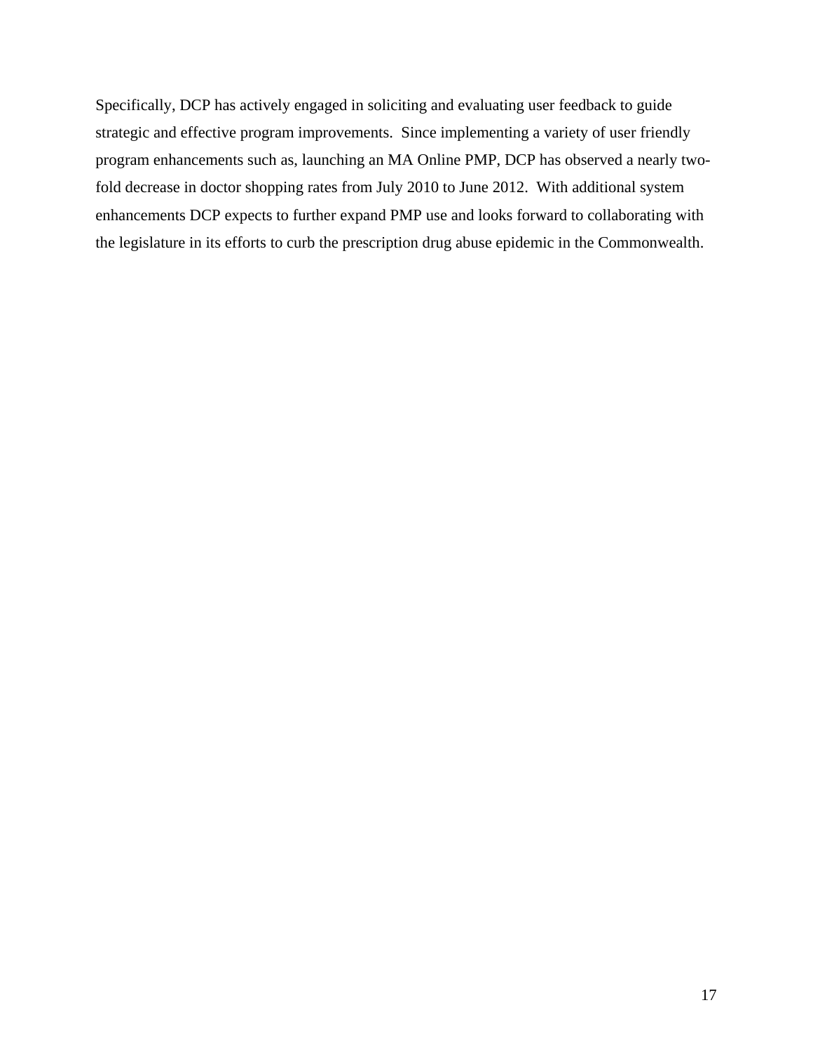Specifically, DCP has actively engaged in soliciting and evaluating user feedback to guide strategic and effective program improvements.  Since implementing a variety of user friendly program enhancements such as, launching an MA Online PMP, DCP has observed a nearly two-fold decrease in doctor shopping rates from July 2010 to June 2012.  With additional system enhancements DCP expects to further expand PMP use and looks forward to collaborating with the legislature in its efforts to curb the prescription drug abuse epidemic in the Commonwealth.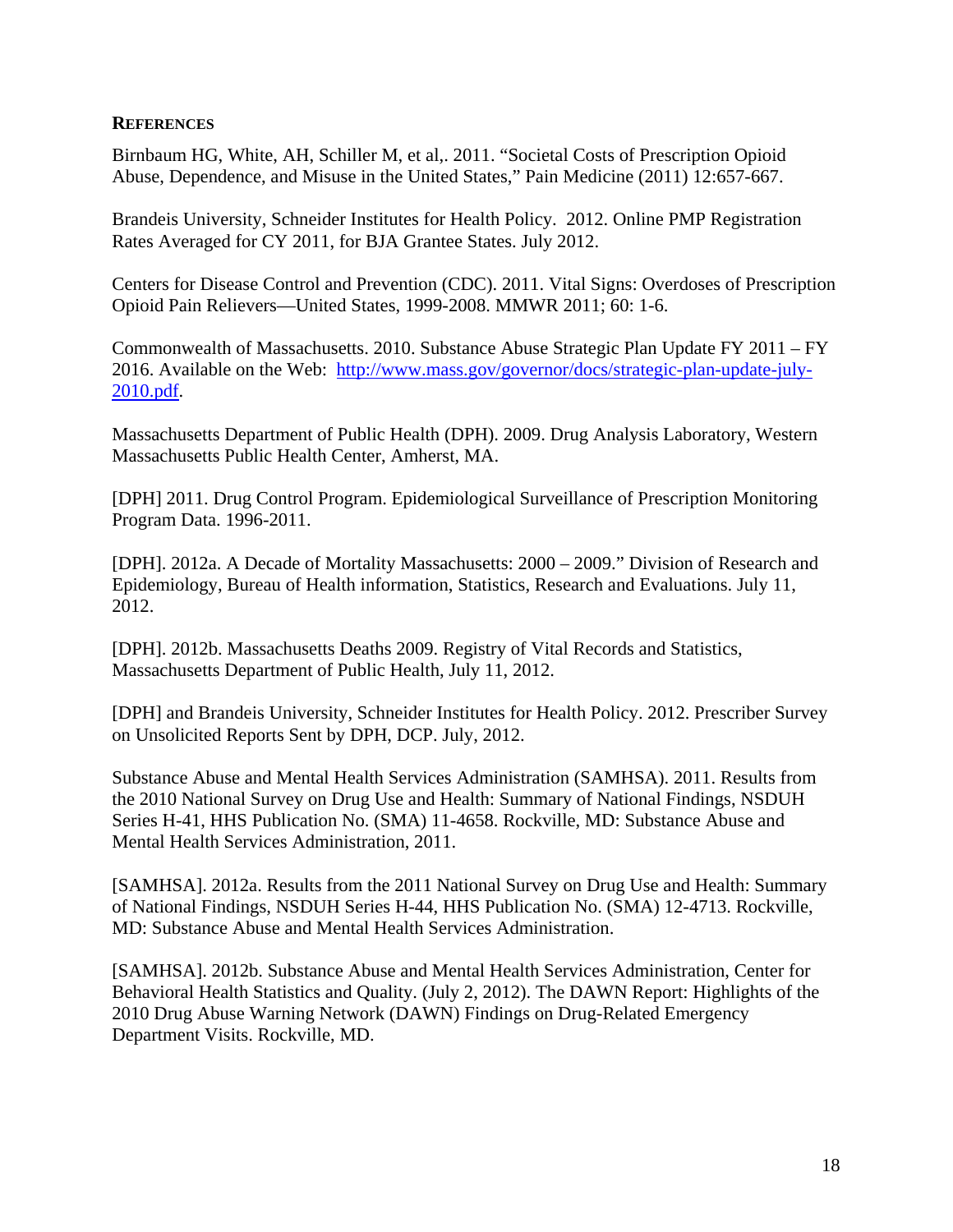## REFERENCES

Birnbaum HG, White, AH, Schiller M, et al,. 2011. "Societal Costs of Prescription Opioid Abuse, Dependence, and Misuse in the United States," Pain Medicine (2011) 12:657-667.

Brandeis University, Schneider Institutes for Health Policy. 2012. Online PMP Registration Rates Averaged for CY 2011, for BJA Grantee States. July 2012.

Centers for Disease Control and Prevention (CDC). 2011. Vital Signs: Overdoses of Prescription Opioid Pain Relievers—United States, 1999-2008. MMWR 2011; 60: 1-6.

Commonwealth of Massachusetts. 2010. Substance Abuse Strategic Plan Update FY 2011 – FY 2016. Available on the Web: [http://www.mass.gov/governor/docs/strategic-plan-update-july-2010.pdf](http://www.mass.gov/governor/docs/strategic-plan-update-july-2010.pdf).

Massachusetts Department of Public Health (DPH). 2009. Drug Analysis Laboratory, Western Massachusetts Public Health Center, Amherst, MA.

[DPH] 2011. Drug Control Program. Epidemiological Surveillance of Prescription Monitoring Program Data. 1996-2011.

[DPH]. 2012a. A Decade of Mortality Massachusetts: 2000 – 2009." Division of Research and Epidemiology, Bureau of Health information, Statistics, Research and Evaluations. July 11, 2012.

[DPH]. 2012b. Massachusetts Deaths 2009. Registry of Vital Records and Statistics, Massachusetts Department of Public Health, July 11, 2012.

[DPH] and Brandeis University, Schneider Institutes for Health Policy. 2012. Prescriber Survey on Unsolicited Reports Sent by DPH, DCP. July, 2012.

Substance Abuse and Mental Health Services Administration (SAMHSA). 2011. Results from the 2010 National Survey on Drug Use and Health: Summary of National Findings, NSDUH Series H-41, HHS Publication No. (SMA) 11-4658. Rockville, MD: Substance Abuse and Mental Health Services Administration, 2011.

[SAMHSA]. 2012a. Results from the 2011 National Survey on Drug Use and Health: Summary of National Findings, NSDUH Series H-44, HHS Publication No. (SMA) 12-4713. Rockville, MD: Substance Abuse and Mental Health Services Administration.

[SAMHSA]. 2012b. Substance Abuse and Mental Health Services Administration, Center for Behavioral Health Statistics and Quality. (July 2, 2012). The DAWN Report: Highlights of the 2010 Drug Abuse Warning Network (DAWN) Findings on Drug-Related Emergency Department Visits. Rockville, MD.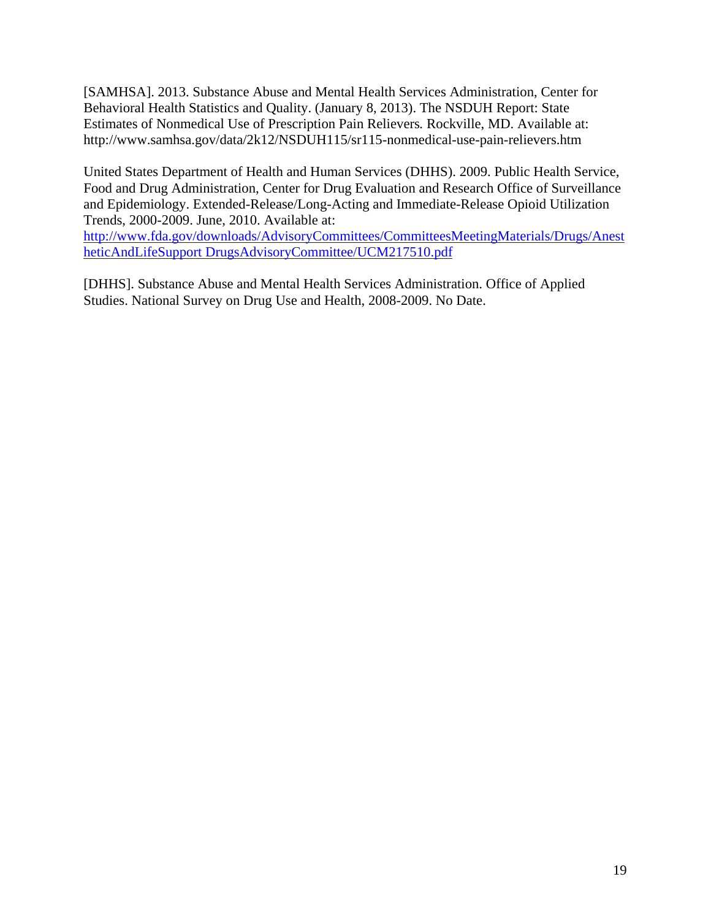[SAMHSA]. 2013. Substance Abuse and Mental Health Services Administration, Center for Behavioral Health Statistics and Quality. (January 8, 2013). The NSDUH Report: State Estimates of Nonmedical Use of Prescription Pain Relievers*.* Rockville, MD. Available at: http://www.samhsa.gov/data/2k12/NSDUH115/sr115-nonmedical-use-pain-relievers.htm

United States Department of Health and Human Services (DHHS). 2009. Public Health Service, Food and Drug Administration, Center for Drug Evaluation and Research Office of Surveillance and Epidemiology. Extended-Release/Long-Acting and Immediate-Release Opioid Utilization Trends, 2000-2009. June, 2010. Available at: http://www.fda.gov/downloads/AdvisoryCommittees/CommitteesMeetingMaterials/Drugs/AnestheticAndLifeSupport DrugsAdvisoryCommittee/UCM217510.pdf

[DHHS]. Substance Abuse and Mental Health Services Administration. Office of Applied Studies. National Survey on Drug Use and Health, 2008-2009. No Date.